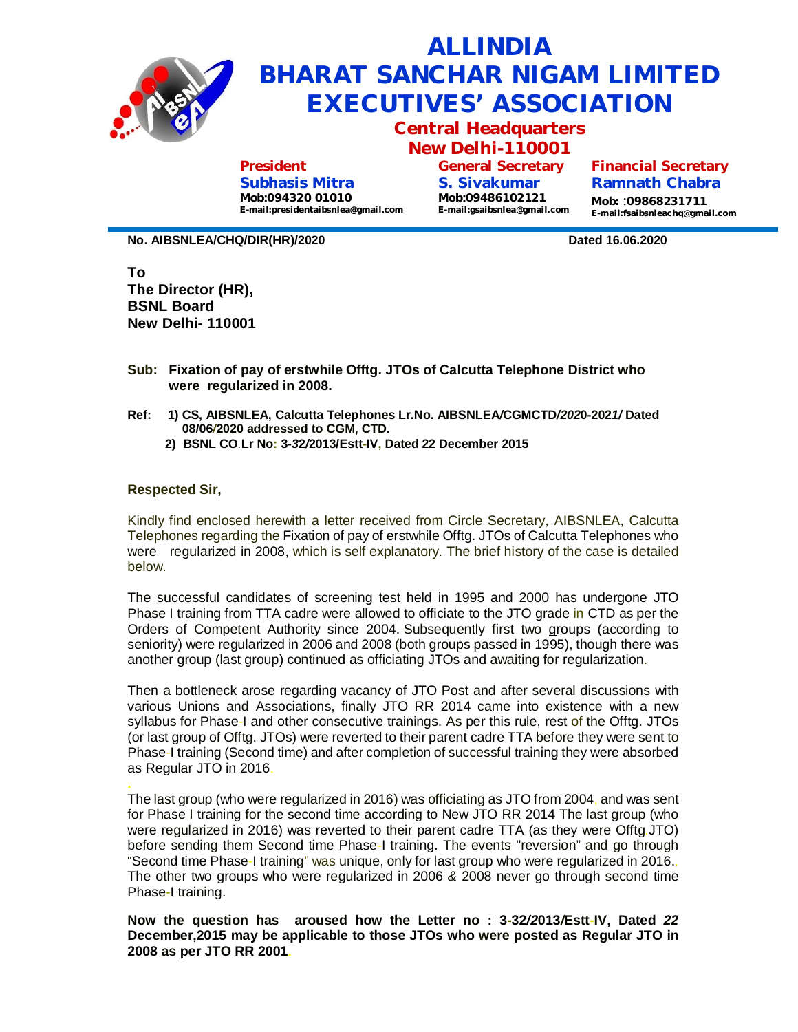# ALLINDIA BHARAT SANCHAR NIGAM LIMITED EXECUTIVES' ASSOCIATION

## Central Headquarters
## New Delhi-110001

**President**
**Subhasis Mitra**
**Mob:094320 01010**
**E-mail:presidentaibsnlea@gmail.com**

**General Secretary**
**S. Sivakumar**
**Mob:09486102121**
**E-mail:gsaibsnlea@gmail.com**

**Financial Secretary**
**Ramnath Chabra**
**Mob: :09868231711**
**E-mail:fsaibsnleachq@gmail.com**

---

**No. AIBSNLEA/CHQ/DIR(HR)/2020** **Dated 16.06.2020**

**To**
**The Director (HR),**
**BSNL Board**
**New Delhi- 110001**

**Sub: Fixation of pay of erstwhile Offtg. JTOs of Calcutta Telephone District who were regularized in 2008.**

**Ref: 1) CS, AIBSNLEA, Calcutta Telephones Lr.No. AIBSNLEA/CGMCTD/2020-2021/ Dated 08/06/2020 addressed to CGM, CTD.**
**2) BSNL CO.Lr No: 3-32/2013/Estt-IV, Dated 22 December 2015**

**Respected Sir,**

Kindly find enclosed herewith a letter received from Circle Secretary, AIBSNLEA, Calcutta Telephones regarding the Fixation of pay of erstwhile Offtg. JTOs of Calcutta Telephones who were regularized in 2008, which is self explanatory. The brief history of the case is detailed below.

The successful candidates of screening test held in 1995 and 2000 has undergone JTO Phase I training from TTA cadre were allowed to officiate to the JTO grade in CTD as per the Orders of Competent Authority since 2004. Subsequently first two groups (according to seniority) were regularized in 2006 and 2008 (both groups passed in 1995), though there was another group (last group) continued as officiating JTOs and awaiting for regularization.

Then a bottleneck arose regarding vacancy of JTO Post and after several discussions with various Unions and Associations, finally JTO RR 2014 came into existence with a new syllabus for Phase-I and other consecutive trainings. As per this rule, rest of the Offtg. JTOs (or last group of Offtg. JTOs) were reverted to their parent cadre TTA before they were sent to Phase-I training (Second time) and after completion of successful training they were absorbed as Regular JTO in 2016.

The last group (who were regularized in 2016) was officiating as JTO from 2004, and was sent for Phase I training for the second time according to New JTO RR 2014 The last group (who were regularized in 2016) was reverted to their parent cadre TTA (as they were Offtg JTO) before sending them Second time Phase-I training. The events "reversion" and go through "Second time Phase-I training" was unique, only for last group who were regularized in 2016.. The other two groups who were regularized in 2006 & 2008 never go through second time Phase-I training.

**Now the question has aroused how the Letter no : 3-32/2013/Estt-IV, Dated *22* December,2015 may be applicable to those JTOs who were posted as Regular JTO in 2008 as per JTO RR 2001.**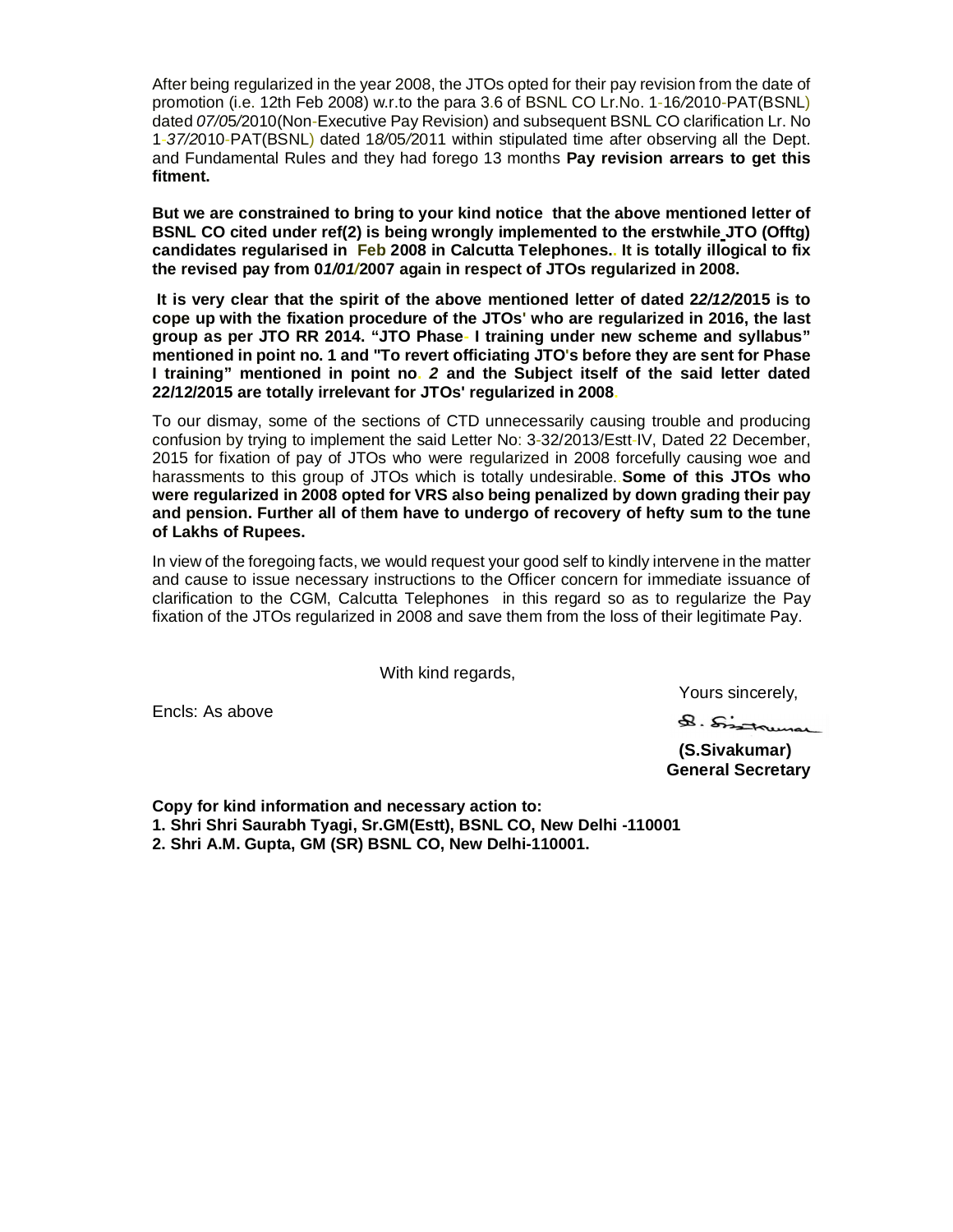After being regularized in the year 2008, the JTOs opted for their pay revision from the date of promotion (i.e. 12th Feb 2008) w.r.to the para 3.6 of BSNL CO Lr.No. 1-16/2010-PAT(BSNL) dated *07/05/*2010(Non-Executive Pay Revision) and subsequent BSNL CO clarification Lr. No 1-*37/2*010-PAT(BSNL) dated 1*8/*05/2011 within stipulated time after observing all the Dept. and Fundamental Rules and they had forego 13 months **Pay revision arrears to get this fitment.**

**But we are constrained to bring to your kind notice that the above mentioned letter of BSNL CO cited under ref(2) is being wrongly implemented to the erstwhile JTO (Offtg) candidates regularised in Feb 2008 in Calcutta Telephones.. It is totally illogical to fix the revised pay from 0*1/01/*2007 again in respect of JTOs regularized in 2008.**

**It is very clear that the spirit of the above mentioned letter of dated 2*2/12/*2015 is to cope up with the fixation procedure of the JTOs' who are regularized in 2016, the last group as per JTO RR 2014. "JTO Phase- I training under new scheme and syllabus" mentioned in point no. 1 and "To revert officiating JTO's before they are sent for Phase I training" mentioned in point no. *2* and the Subject itself of the said letter dated 22/12/2015 are totally irrelevant for JTOs' regularized in 2008.**

To our dismay, some of the sections of CTD unnecessarily causing trouble and producing confusion by trying to implement the said Letter No: 3-32/2013/Estt-IV, Dated 22 December, 2015 for fixation of pay of JTOs who were regularized in 2008 forcefully causing woe and harassments to this group of JTOs which is totally undesirable. **Some of this JTOs who were regularized in 2008 opted for VRS also being penalized by down grading their pay and pension. Further all of them have to undergo of recovery of hefty sum to the tune of Lakhs of Rupees.**

In view of the foregoing facts, we would request your good self to kindly intervene in the matter and cause to issue necessary instructions to the Officer concern for immediate issuance of clarification to the CGM, Calcutta Telephones in this regard so as to regularize the Pay fixation of the JTOs regularized in 2008 and save them from the loss of their legitimate Pay.

With kind regards,

Yours sincerely,

Encls: As above

**(S.Sivakumar)**
**General Secretary**

**Copy for kind information and necessary action to:**

**1. Shri Shri Saurabh Tyagi, Sr.GM(Estt), BSNL CO, New Delhi -110001**

**2. Shri A.M. Gupta, GM (SR) BSNL CO, New Delhi-110001.**